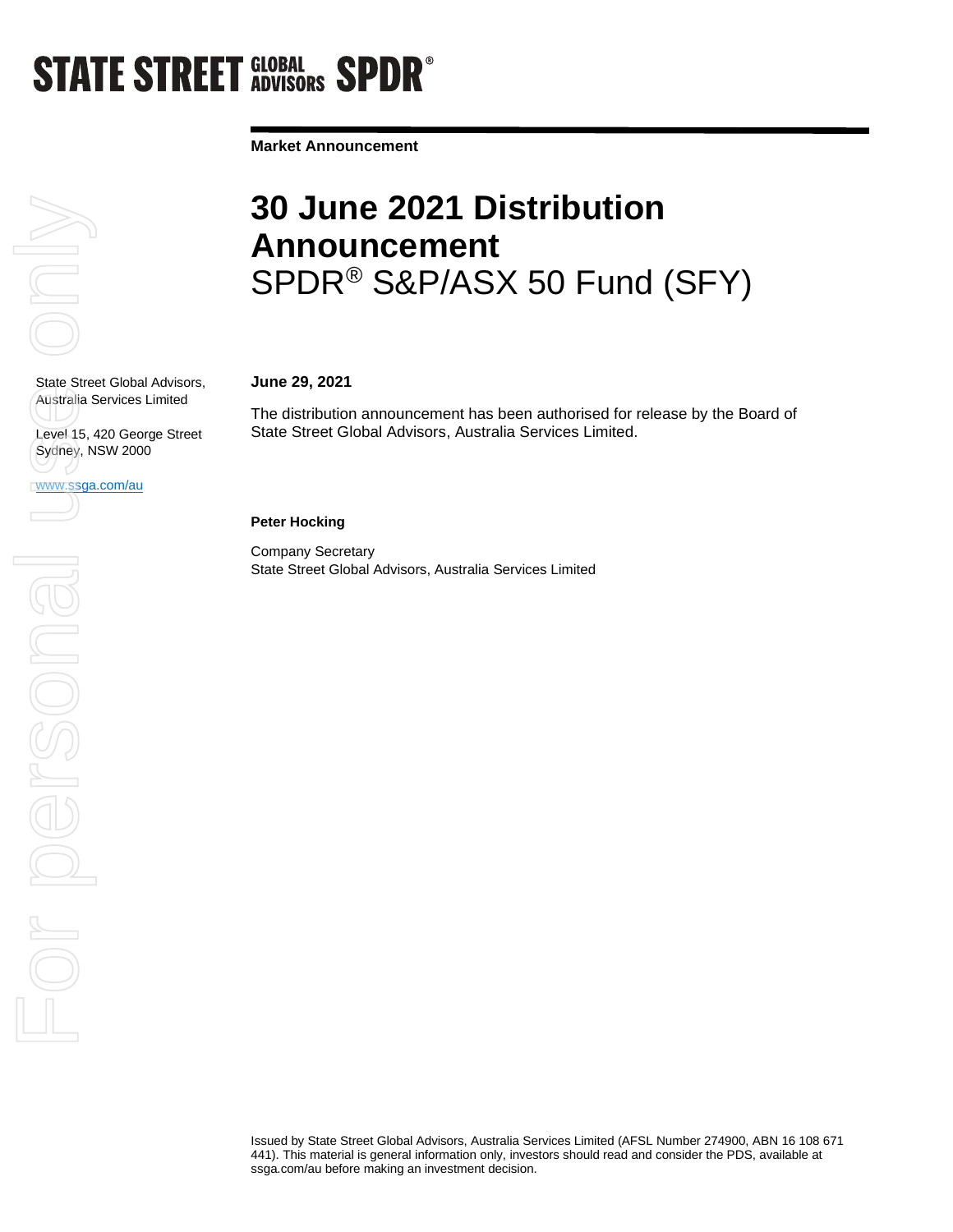STATE STREET GLOBAL ADVISORS SPDR®

**Market Announcement**

# 30 June 2021 Distribution Announcement

## SPDR® S&P/ASX 50 Fund (SFY)

State Street Global Advisors, Australia Services Limited

Level 15, 420 George Street
Sydney, NSW 2000

www.ssga.com/au

**June 29, 2021**

The distribution announcement has been authorised for release by the Board of State Street Global Advisors, Australia Services Limited.

**Peter Hocking**

Company Secretary
State Street Global Advisors, Australia Services Limited

Issued by State Street Global Advisors, Australia Services Limited (AFSL Number 274900, ABN 16 108 671 441). This material is general information only, investors should read and consider the PDS, available at ssga.com/au before making an investment decision.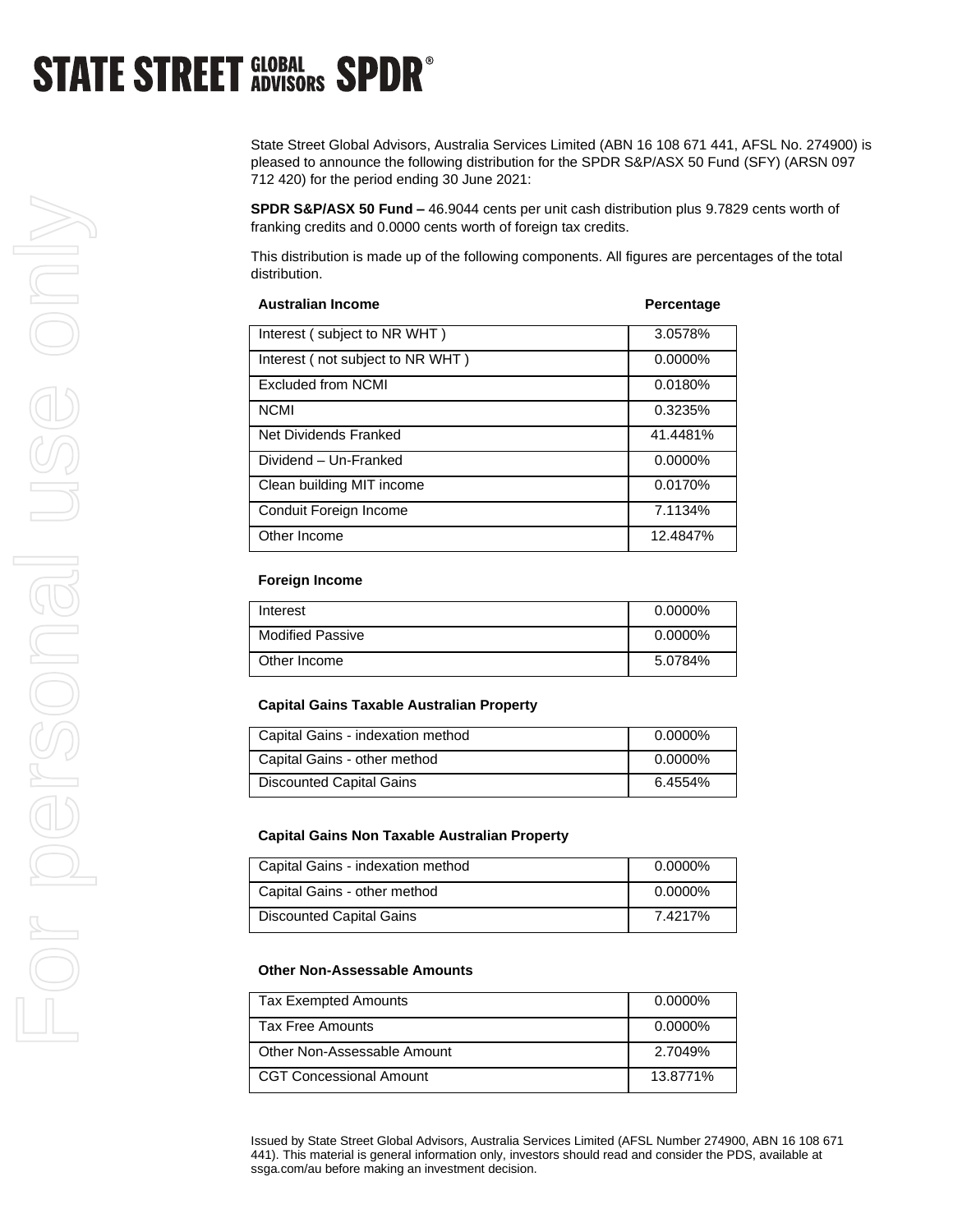**STATE STREET GLOBAL ADVISORS SPDR®**

State Street Global Advisors, Australia Services Limited (ABN 16 108 671 441, AFSL No. 274900) is pleased to announce the following distribution for the SPDR S&P/ASX 50 Fund (SFY) (ARSN 097 712 420) for the period ending 30 June 2021:

**SPDR S&P/ASX 50 Fund –** 46.9044 cents per unit cash distribution plus 9.7829 cents worth of franking credits and 0.0000 cents worth of foreign tax credits.

This distribution is made up of the following components. All figures are percentages of the total distribution.

| Australian Income | Percentage |
|---|---|
| Interest ( subject to NR WHT ) | 3.0578% |
| Interest ( not subject to NR WHT ) | 0.0000% |
| Excluded from NCMI | 0.0180% |
| NCMI | 0.3235% |
| Net Dividends Franked | 41.4481% |
| Dividend – Un-Franked | 0.0000% |
| Clean building MIT income | 0.0170% |
| Conduit Foreign Income | 7.1134% |
| Other Income | 12.4847% |

**Foreign Income**

| | |
|---|---|
| Interest | 0.0000% |
| Modified Passive | 0.0000% |
| Other Income | 5.0784% |

**Capital Gains Taxable Australian Property**

| | |
|---|---|
| Capital Gains - indexation method | 0.0000% |
| Capital Gains - other method | 0.0000% |
| Discounted Capital Gains | 6.4554% |

**Capital Gains Non Taxable Australian Property**

| | |
|---|---|
| Capital Gains - indexation method | 0.0000% |
| Capital Gains - other method | 0.0000% |
| Discounted Capital Gains | 7.4217% |

**Other Non-Assessable Amounts**

| | |
|---|---|
| Tax Exempted Amounts | 0.0000% |
| Tax Free Amounts | 0.0000% |
| Other Non-Assessable Amount | 2.7049% |
| CGT Concessional Amount | 13.8771% |

Issued by State Street Global Advisors, Australia Services Limited (AFSL Number 274900, ABN 16 108 671 441). This material is general information only, investors should read and consider the PDS, available at ssga.com/au before making an investment decision.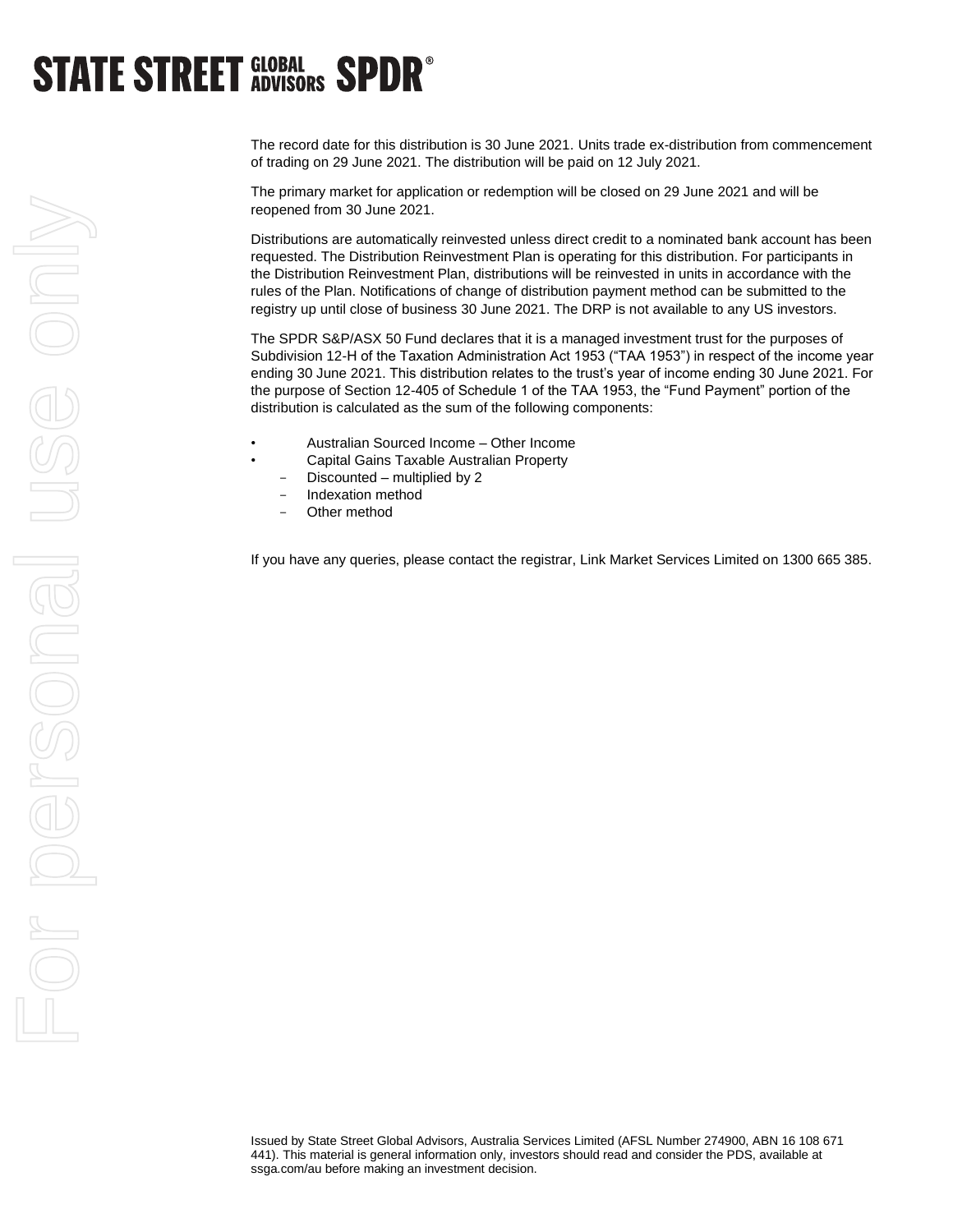The record date for this distribution is 30 June 2021. Units trade ex-distribution from commencement of trading on 29 June 2021. The distribution will be paid on 12 July 2021.

The primary market for application or redemption will be closed on 29 June 2021 and will be reopened from 30 June 2021.

Distributions are automatically reinvested unless direct credit to a nominated bank account has been requested. The Distribution Reinvestment Plan is operating for this distribution. For participants in the Distribution Reinvestment Plan, distributions will be reinvested in units in accordance with the rules of the Plan. Notifications of change of distribution payment method can be submitted to the registry up until close of business 30 June 2021. The DRP is not available to any US investors.

The SPDR S&P/ASX 50 Fund declares that it is a managed investment trust for the purposes of Subdivision 12-H of the Taxation Administration Act 1953 ("TAA 1953") in respect of the income year ending 30 June 2021. This distribution relates to the trust's year of income ending 30 June 2021. For the purpose of Section 12-405 of Schedule 1 of the TAA 1953, the "Fund Payment" portion of the distribution is calculated as the sum of the following components:

- Australian Sourced Income – Other Income
- Capital Gains Taxable Australian Property
  - Discounted – multiplied by 2
  - Indexation method
  - Other method

If you have any queries, please contact the registrar, Link Market Services Limited on 1300 665 385.

Issued by State Street Global Advisors, Australia Services Limited (AFSL Number 274900, ABN 16 108 671 441). This material is general information only, investors should read and consider the PDS, available at ssga.com/au before making an investment decision.